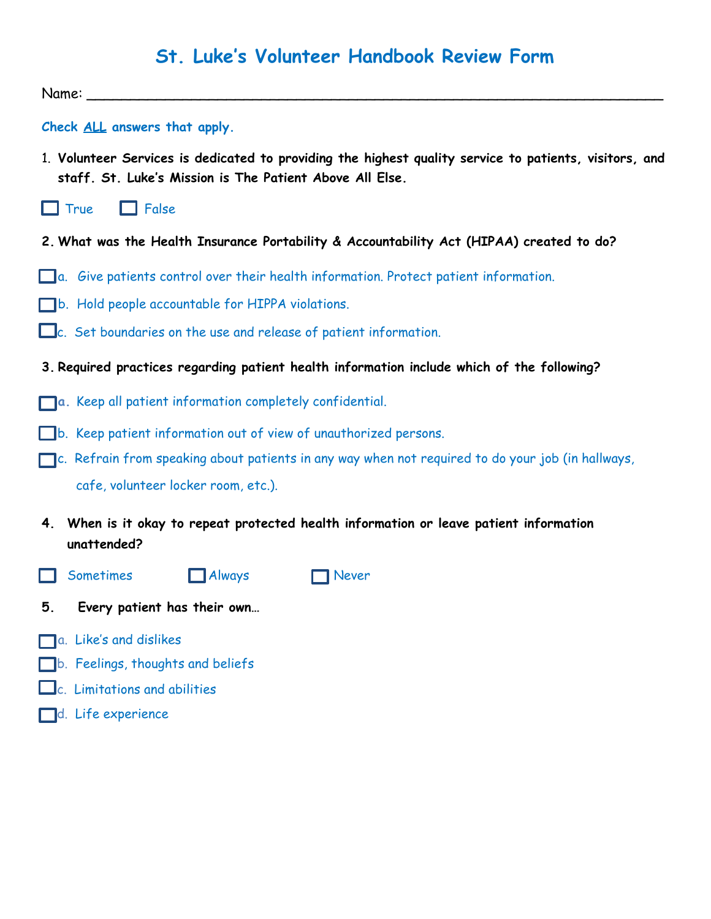# St. Luke's Volunteer Handbook Review Form

Name: ______________________________________________________________________

**Check ALL answers that apply.**

1. **Volunteer Services is dedicated to providing the highest quality service to patients, visitors, and staff. St. Luke's Mission is The Patient Above All Else.**

☐ True ☐ False

2. **What was the Health Insurance Portability & Accountability Act (HIPAA) created to do?**

☐ a. Give patients control over their health information. Protect patient information.

☐ b. Hold people accountable for HIPPA violations.

☐ c. Set boundaries on the use and release of patient information.

3. **Required practices regarding patient health information include which of the following?**

☐ a. Keep all patient information completely confidential.

☐ b. Keep patient information out of view of unauthorized persons.

☐ c. Refrain from speaking about patients in any way when not required to do your job (in hallways, cafe, volunteer locker room, etc.).

4. **When is it okay to repeat protected health information or leave patient information unattended?**

☐ Sometimes ☐ Always ☐ Never

5. **Every patient has their own…**

☐ a. Like's and dislikes

☐ b. Feelings, thoughts and beliefs

☐ c. Limitations and abilities

☐ d. Life experience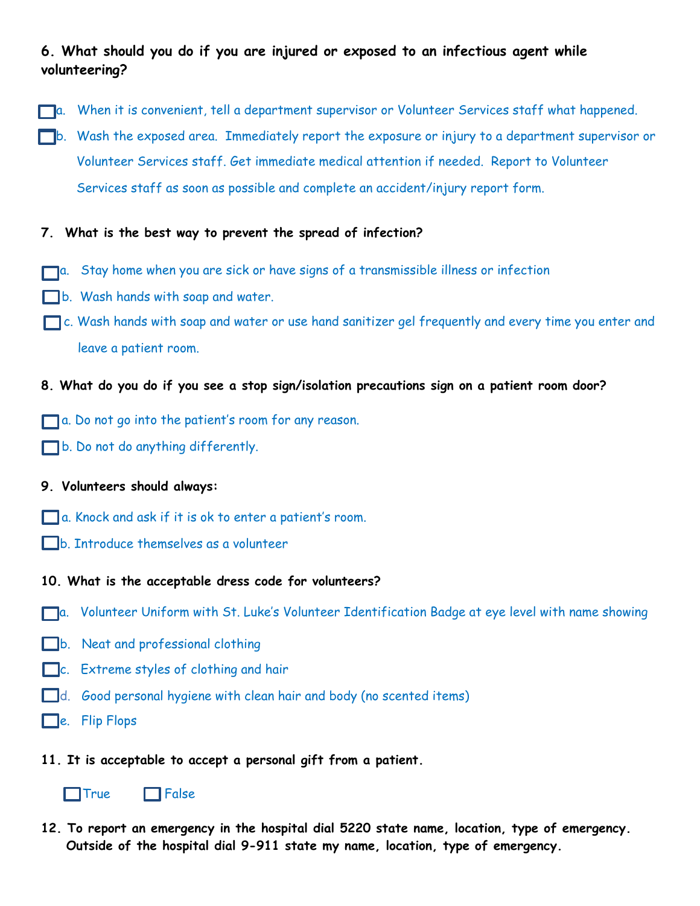**6. What should you do if you are injured or exposed to an infectious agent while volunteering?**

- ☐ a. When it is convenient, tell a department supervisor or Volunteer Services staff what happened.
- ☐ b. Wash the exposed area. Immediately report the exposure or injury to a department supervisor or Volunteer Services staff. Get immediate medical attention if needed. Report to Volunteer Services staff as soon as possible and complete an accident/injury report form.

**7. What is the best way to prevent the spread of infection?**

- ☐ a. Stay home when you are sick or have signs of a transmissible illness or infection
- ☐ b. Wash hands with soap and water.
- ☐ c. Wash hands with soap and water or use hand sanitizer gel frequently and every time you enter and leave a patient room.

**8. What do you do if you see a stop sign/isolation precautions sign on a patient room door?**

- ☐ a. Do not go into the patient's room for any reason.
- ☐ b. Do not do anything differently.

**9. Volunteers should always:**

- ☐ a. Knock and ask if it is ok to enter a patient's room.
- ☐ b. Introduce themselves as a volunteer

**10. What is the acceptable dress code for volunteers?**

- ☐ a. Volunteer Uniform with St. Luke's Volunteer Identification Badge at eye level with name showing
- ☐ b. Neat and professional clothing
- ☐ c. Extreme styles of clothing and hair
- ☐ d. Good personal hygiene with clean hair and body (no scented items)
- ☐ e. Flip Flops

**11. It is acceptable to accept a personal gift from a patient.**

☐ True ☐ False

**12. To report an emergency in the hospital dial 5220 state name, location, type of emergency. Outside of the hospital dial 9-911 state my name, location, type of emergency.**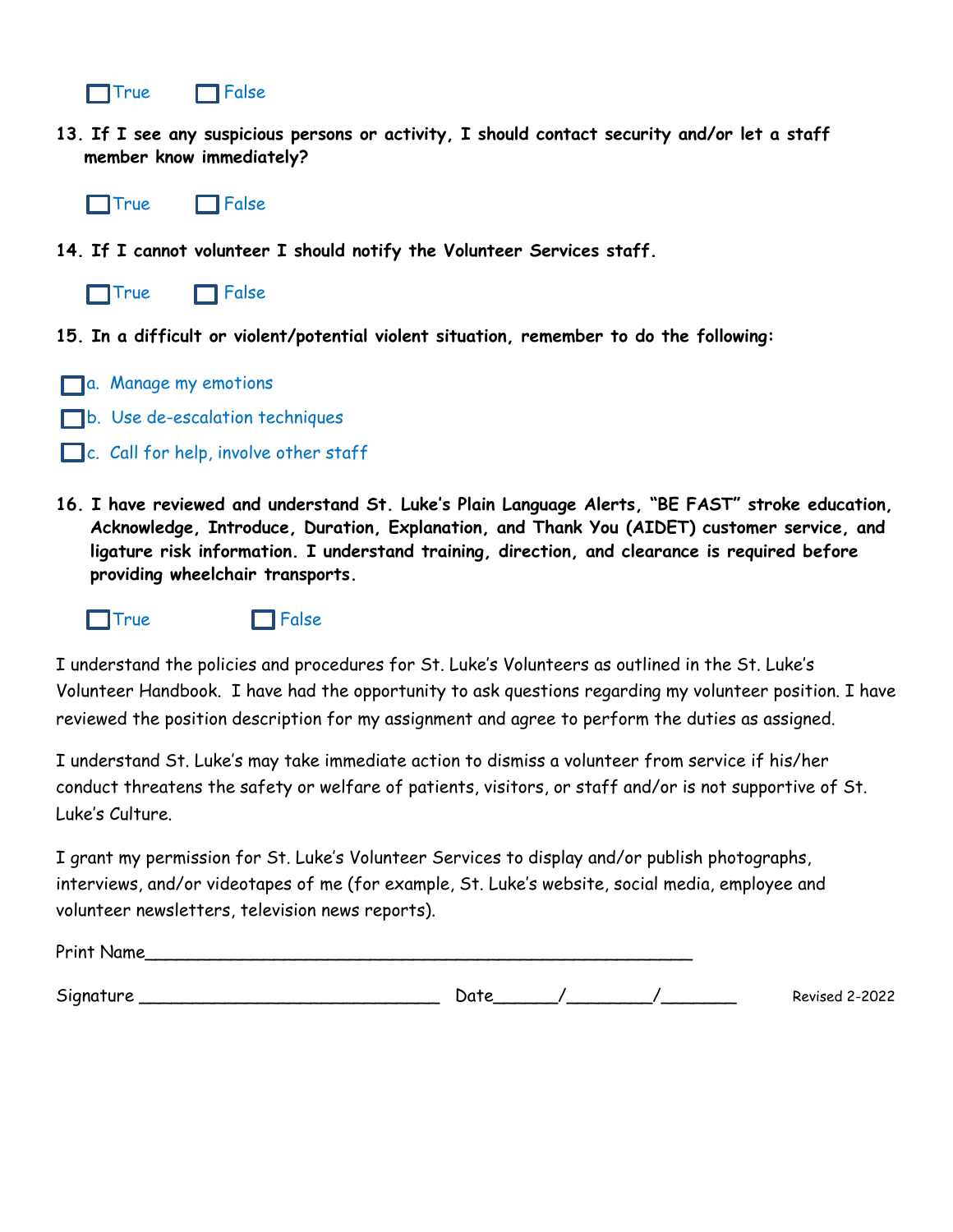☐ True ☐ False

**13. If I see any suspicious persons or activity, I should contact security and/or let a staff member know immediately?**

☐ True ☐ False

**14. If I cannot volunteer I should notify the Volunteer Services staff.**

☐ True ☐ False

**15. In a difficult or violent/potential violent situation, remember to do the following:**

☐ a. Manage my emotions

☐ b. Use de-escalation techniques

☐ c. Call for help, involve other staff

**16. I have reviewed and understand St. Luke's Plain Language Alerts, "BE FAST" stroke education, Acknowledge, Introduce, Duration, Explanation, and Thank You (AIDET) customer service, and ligature risk information. I understand training, direction, and clearance is required before providing wheelchair transports.**

☐ True ☐ False

I understand the policies and procedures for St. Luke's Volunteers as outlined in the St. Luke's Volunteer Handbook. I have had the opportunity to ask questions regarding my volunteer position. I have reviewed the position description for my assignment and agree to perform the duties as assigned.

I understand St. Luke's may take immediate action to dismiss a volunteer from service if his/her conduct threatens the safety or welfare of patients, visitors, or staff and/or is not supportive of St. Luke's Culture.

I grant my permission for St. Luke's Volunteer Services to display and/or publish photographs, interviews, and/or videotapes of me (for example, St. Luke's website, social media, employee and volunteer newsletters, television news reports).

Print Name_______________________________________________________

Signature ______________________________ Date______/________/_______

Revised 2-2022